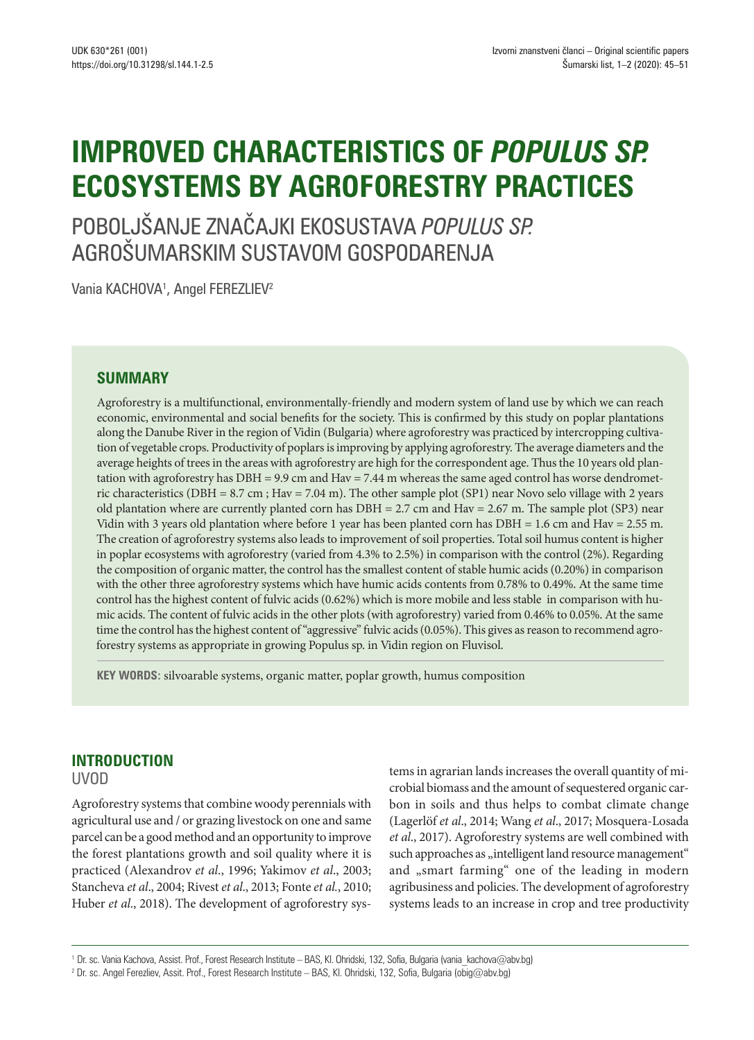# IMPROVED CHARACTERISTICS OF *POPULUS SP.* ECOSYSTEMS BY AGROFORESTRY PRACTICES

## POBOLJŠANJE ZNAČAJKI EKOSUSTAVA *POPULUS SP.* AGROŠUMARSKIM SUSTAVOM GOSPODARENJA

Vania KACHOVA[1], Angel FEREZLIEV[2]

### SUMMARY

Agroforestry is a multifunctional, environmentally-friendly and modern system of land use by which we can reach economic, environmental and social benefits for the society. This is confirmed by this study on poplar plantations along the Danube River in the region of Vidin (Bulgaria) where agroforestry was practiced by intercropping cultivation of vegetable crops. Productivity of poplars is improving by applying agroforestry. The average diameters and the average heights of trees in the areas with agroforestry are high for the correspondent age. Thus the 10 years old plantation with agroforestry has DBH = 9.9 cm and Hav = 7.44 m whereas the same aged control has worse dendrometric characteristics (DBH = 8.7 cm ; Hav = 7.04 m). The other sample plot (SP1) near Novo selo village with 2 years old plantation where are currently planted corn has DBH = 2.7 cm and Hav = 2.67 m. The sample plot (SP3) near Vidin with 3 years old plantation where before 1 year has been planted corn has DBH = 1.6 cm and Hav = 2.55 m. The creation of agroforestry systems also leads to improvement of soil properties. Total soil humus content is higher in poplar ecosystems with agroforestry (varied from 4.3% to 2.5%) in comparison with the control (2%). Regarding the composition of organic matter, the control has the smallest content of stable humic acids (0.20%) in comparison with the other three agroforestry systems which have humic acids contents from 0.78% to 0.49%. At the same time control has the highest content of fulvic acids (0.62%) which is more mobile and less stable in comparison with humic acids. The content of fulvic acids in the other plots (with agroforestry) varied from 0.46% to 0.05%. At the same time the control has the highest content of "aggressive" fulvic acids (0.05%). This gives as reason to recommend agroforestry systems as appropriate in growing Populus sp. in Vidin region on Fluvisol.

**KEY WORDS:** silvoarable systems, organic matter, poplar growth, humus composition

## INTRODUCTION
## UVOD

Agroforestry systems that combine woody perennials with agricultural use and / or grazing livestock on one and same parcel can be a good method and an opportunity to improve the forest plantations growth and soil quality where it is practiced (Alexandrov *et al.*, 1996; Yakimov *et al.*, 2003; Stancheva *et al.*, 2004; Rivest *et al.*, 2013; Fonte *et al.*, 2010; Huber *et al.*, 2018). The development of agroforestry systems in agrarian lands increases the overall quantity of microbial biomass and the amount of sequestered organic carbon in soils and thus helps to combat climate change (Lagerlöf *et al.*, 2014; Wang *et al.*, 2017; Mosquera-Losada *et al.*, 2017). Agroforestry systems are well combined with such approaches as „intelligent land resource management" and „smart farming" one of the leading in modern agribusiness and policies. The development of agroforestry systems leads to an increase in crop and tree productivity

[1] Dr. sc. Vania Kachova, Assist. Prof., Forest Research Institute – BAS, Kl. Ohridski, 132, Sofia, Bulgaria (vania_kachova@abv.bg)

[2] Dr. sc. Angel Ferezliev, Assit. Prof., Forest Research Institute – BAS, Kl. Ohridski, 132, Sofia, Bulgaria (obig@abv.bg)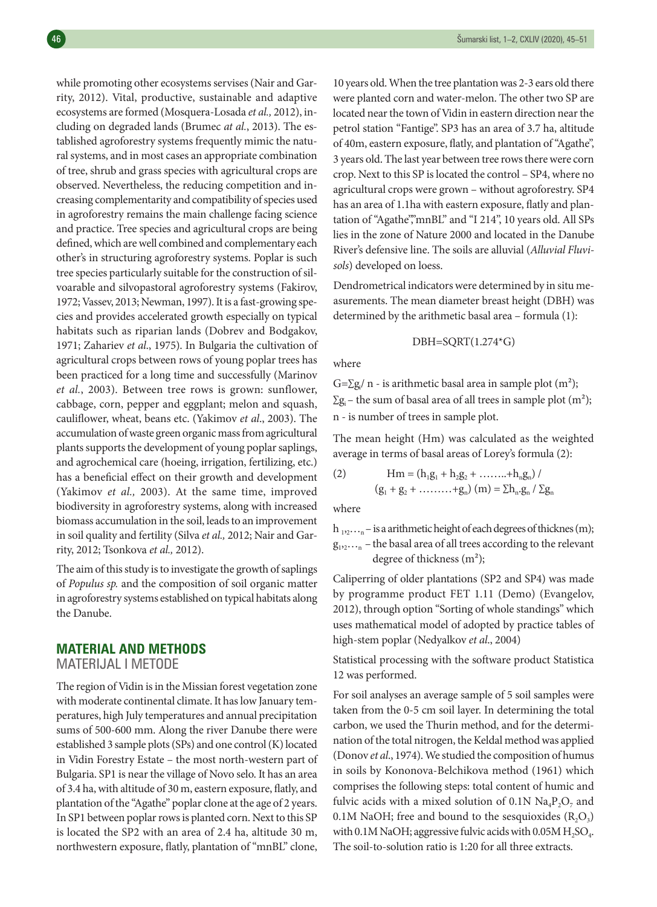while promoting other ecosystems servises (Nair and Garrity, 2012). Vital, productive, sustainable and adaptive ecosystems are formed (Mosquera-Losada *et al.,* 2012), including on degraded lands (Brumec *at al.*, 2013). The established agroforestry systems frequently mimic the natural systems, and in most cases an appropriate combination of tree, shrub and grass species with agricultural crops are observed. Nevertheless, the reducing competition and increasing complementarity and compatibility of species used in agroforestry remains the main challenge facing science and practice. Tree species and agricultural crops are being defined, which are well combined and complementary each other's in structuring agroforestry systems. Poplar is such tree species particularly suitable for the construction of silvoarable and silvopastoral agroforestry systems (Fakirov, 1972; Vassev, 2013; Newman, 1997). It is a fast-growing species and provides accelerated growth especially on typical habitats such as riparian lands (Dobrev and Bodgakov, 1971; Zahariev *et al*., 1975). In Bulgaria the cultivation of agricultural crops between rows of young poplar trees has been practiced for a long time and successfully (Marinov *et al.*, 2003). Between tree rows is grown: sunflower, cabbage, corn, pepper and eggplant; melon and squash, cauliflower, wheat, beans etc. (Yakimov *et al*., 2003). The accumulation of waste green organic mass from agricultural plants supports the development of young poplar saplings, and agrochemical care (hoeing, irrigation, fertilizing, etc.) has a beneficial effect on their growth and development (Yakimov *et al.,* 2003). At the same time, improved biodiversity in agroforestry systems, along with increased biomass accumulation in the soil, leads to an improvement in soil quality and fertility (Silva *et al.,* 2012; Nair and Garrity, 2012; Tsonkova *et al.,* 2012).

The aim of this study is to investigate the growth of saplings of *Populus sp.* and the composition of soil organic matter in agroforestry systems established on typical habitats along the Danube.

## MATERIAL AND METHODS
## MATERIJAL I METODE

The region of Vidin is in the Missian forest vegetation zone with moderate continental climate. It has low January temperatures, high July temperatures and annual precipitation sums of 500-600 mm. Along the river Danube there were established 3 sample plots (SPs) and one control (K) located in Vidin Forestry Estate – the most north-western part of Bulgaria. SP1 is near the village of Novo selo. It has an area of 3.4 ha, with altitude of 30 m, eastern exposure, flatly, and plantation of the "Agathe" poplar clone at the age of 2 years. In SP1 between poplar rows is planted corn. Next to this SP is located the SP2 with an area of 2.4 ha, altitude 30 m, northwestern exposure, flatly, plantation of "mnBL" clone, 10 years old. When the tree plantation was 2-3 ears old there were planted corn and water-melon. The other two SP are located near the town of Vidin in eastern direction near the petrol station "Fantige". SP3 has an area of 3.7 ha, altitude of 40m, eastern exposure, flatly, and plantation of "Agathe", 3 years old. The last year between tree rows there were corn crop. Next to this SP is located the control – SP4, where no agricultural crops were grown – without agroforestry. SP4 has an area of 1.1ha with eastern exposure, flatly and plantation of "Agathe","mnBL" and "I 214", 10 years old. All SPs lies in the zone of Nature 2000 and located in the Danube River's defensive line. The soils are alluvial (*Alluvial Fluvisols*) developed on loess.

Dendrometrical indicators were determined by in situ measurements. The mean diameter breast height (DBH) was determined by the arithmetic basal area – formula (1):

$$DBH=SQRT(1.274*G)$$

where

$G=\Sigma g_i / n$ - is arithmetic basal area in sample plot (m²);
$\Sigma g_i$ – the sum of basal area of all trees in sample plot (m²);
n - is number of trees in sample plot.

The mean height (Hm) was calculated as the weighted average in terms of basal areas of Lorey's formula (2):

$$(2) \qquad Hm = (h_1g_1 + h_2g_2 + \ldots\ldots + h_ng_n) / (g_1 + g_2 + \ldots\ldots\ldots + g_n)\ (m) = \Sigma h_n \cdot g_n / \Sigma g_n$$

where

$h_{1,2,\ldots,n}$ – is a arithmetic height of each degrees of thicknes (m);
$g_{1,2,\ldots,n}$ – the basal area of all trees according to the relevant degree of thickness (m²);

Caliperring of older plantations (SP2 and SP4) was made by programme product FET 1.11 (Demo) (Evangelov, 2012), through option "Sorting of whole standings" which uses mathematical model of adopted by practice tables of high-stem poplar (Nedyalkov *et al*., 2004)

Statistical processing with the software product Statistica 12 was performed.

For soil analyses an average sample of 5 soil samples were taken from the 0-5 cm soil layer. In determining the total carbon, we used the Thurin method, and for the determination of the total nitrogen, the Keldal method was applied (Donov *et al*., 1974). We studied the composition of humus in soils by Kononova-Belchikova method (1961) which comprises the following steps: total content of humic and fulvic acids with a mixed solution of 0.1N $Na_4P_2O_7$ and 0.1M NaOH; free and bound to the sesquioxides ($R_2O_3$) with 0.1M NaOH; aggressive fulvic acids with 0.05M $H_2SO_4$. The soil-to-solution ratio is 1:20 for all three extracts.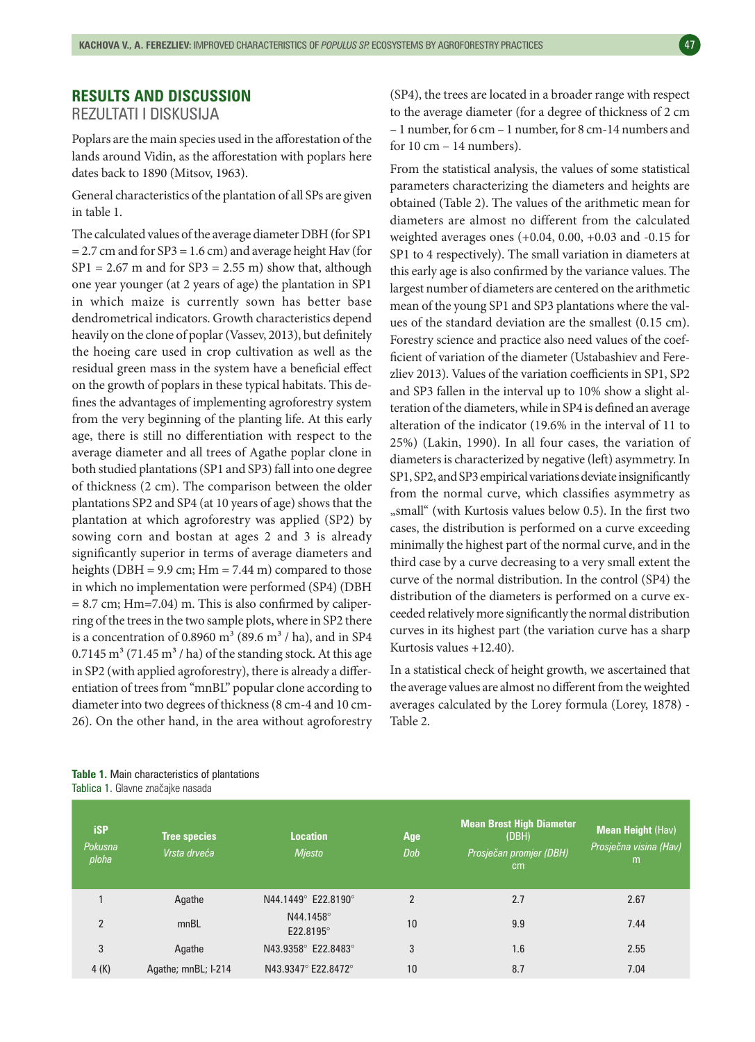## RESULTS AND DISCUSSION
REZULTATI I DISKUSIJA

Poplars are the main species used in the afforestation of the lands around Vidin, as the afforestation with poplars here dates back to 1890 (Mitsov, 1963).

General characteristics of the plantation of all SPs are given in table 1.

The calculated values of the average diameter DBH (for SP1 = 2.7 cm and for SP3 = 1.6 cm) and average height Hav (for SP1 = 2.67 m and for SP3 = 2.55 m) show that, although one year younger (at 2 years of age) the plantation in SP1 in which maize is currently sown has better base dendrometrical indicators. Growth characteristics depend heavily on the clone of poplar (Vassev, 2013), but definitely the hoeing care used in crop cultivation as well as the residual green mass in the system have a beneficial effect on the growth of poplars in these typical habitats. This defines the advantages of implementing agroforestry system from the very beginning of the planting life. At this early age, there is still no differentiation with respect to the average diameter and all trees of Agathe poplar clone in both studied plantations (SP1 and SP3) fall into one degree of thickness (2 cm). The comparison between the older plantations SP2 and SP4 (at 10 years of age) shows that the plantation at which agroforestry was applied (SP2) by sowing corn and bostan at ages 2 and 3 is already significantly superior in terms of average diameters and heights (DBH = 9.9 cm; Hm = 7.44 m) compared to those in which no implementation were performed (SP4) (DBH = 8.7 cm; Hm=7.04) m. This is also confirmed by caliperring of the trees in the two sample plots, where in SP2 there is a concentration of 0.8960 $m^3$ (89.6 $m^3$ / ha), and in SP4 0.7145 $m^3$ (71.45 $m^3$ / ha) of the standing stock. At this age in SP2 (with applied agroforestry), there is already a differentiation of trees from "mnBL" popular clone according to diameter into two degrees of thickness (8 cm-4 and 10 cm-26). On the other hand, in the area without agroforestry (SP4), the trees are located in a broader range with respect to the average diameter (for a degree of thickness of 2 cm – 1 number, for 6 cm – 1 number, for 8 cm-14 numbers and for 10 cm – 14 numbers).

From the statistical analysis, the values of some statistical parameters characterizing the diameters and heights are obtained (Table 2). The values of the arithmetic mean for diameters are almost no different from the calculated weighted averages ones (+0.04, 0.00, +0.03 and -0.15 for SP1 to 4 respectively). The small variation in diameters at this early age is also confirmed by the variance values. The largest number of diameters are centered on the arithmetic mean of the young SP1 and SP3 plantations where the values of the standard deviation are the smallest (0.15 cm). Forestry science and practice also need values of the coefficient of variation of the diameter (Ustabashiev and Ferezliev 2013). Values of the variation coefficients in SP1, SP2 and SP3 fallen in the interval up to 10% show a slight alteration of the diameters, while in SP4 is defined an average alteration of the indicator (19.6% in the interval of 11 to 25%) (Lakin, 1990). In all four cases, the variation of diameters is characterized by negative (left) asymmetry. In SP1, SP2, and SP3 empirical variations deviate insignificantly from the normal curve, which classifies asymmetry as „small" (with Kurtosis values below 0.5). In the first two cases, the distribution is performed on a curve exceeding minimally the highest part of the normal curve, and in the third case by a curve decreasing to a very small extent the curve of the normal distribution. In the control (SP4) the distribution of the diameters is performed on a curve exceeded relatively more significantly the normal distribution curves in its highest part (the variation curve has a sharp Kurtosis values +12.40).

In a statistical check of height growth, we ascertained that the average values are almost no different from the weighted averages calculated by the Lorey formula (Lorey, 1878) - Table 2.

**Table 1.** Main characteristics of plantations
Tablica 1. Glavne značajke nasada

| iSP *Pokusna ploha* | Tree species *Vrsta drveća* | Location *Mjesto* | Age *Dob* | Mean Brest High Diameter (DBH) *Prosječan promjer (DBH)* cm | Mean Height (Hav) *Prosječna visina (Hav)* m |
|---|---|---|---|---|---|
| 1 | Agathe | N44.1449° E22.8190° | 2 | 2.7 | 2.67 |
| 2 | mnBL | N44.1458° E22.8195° | 10 | 9.9 | 7.44 |
| 3 | Agathe | N43.9358° E22.8483° | 3 | 1.6 | 2.55 |
| 4 (K) | Agathe; mnBL; I-214 | N43.9347° E22.8472° | 10 | 8.7 | 7.04 |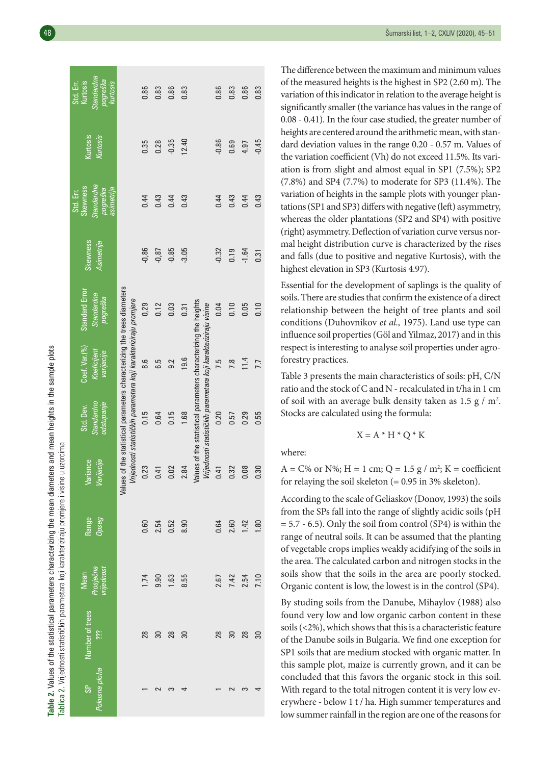**Table 2.** Values of the statistical parameters characterizing the mean diameters and mean heights in the sample plots
*Tablica 2.* Vrijednosti statističkih parametara koji karakteriziraju promjere i visine u uzorcima

| SP *Pokusna ploha* | Number of trees ??? | Mean *Prosječna vrijednost* | Range *Opseg* | Variance *Varijacija* | Std. Dev. *Standardno odstupanje* | Coef. Var.(%) *Koeficijent varijacije* | Standard Error *Standardna pogreška* | Skewness *Asimetrija* | Std. Err. Skewness *Standardna pogreška asimetrija* | Kurtosis *Kurtosis* | Std. Err. Kurtosis *Standardna pogreška kurtosis* |
|---|---|---|---|---|---|---|---|---|---|---|---|
| Values of the statistical parameters characterizing the trees diameters *Vrijednosti statističkih parametara koji karakteriziraju promjere* | | | | | | | | | | | |
| 1 | 28 | 1.74 | 0.60 | 0.23 | 0.15 | 8.6 | 0.29 | -0.86 | 0.44 | 0.35 | 0.86 |
| 2 | 30 | 9.90 | 2.54 | 0.41 | 0.64 | 6.5 | 0.12 | -0.87 | 0.43 | 0.28 | 0.83 |
| 3 | 28 | 1.63 | 0.52 | 0.02 | 0.15 | 9.2 | 0.03 | -0.85 | 0.44 | -0.35 | 0.86 |
| 4 | 30 | 8.55 | 8.90 | 2.84 | 1.68 | 19.6 | 0.31 | -3.05 | 0.43 | 12.40 | 0.83 |
| Values of the statistical parameters characterizing the heights *Vrijednosti statističkih parametara koji karakteriziraju visine* | | | | | | | | | | | |
| 1 | 28 | 2.67 | 0.64 | 0.41 | 0.20 | 7.5 | 0.04 | -0.32 | 0.44 | -0.86 | 0.86 |
| 2 | 30 | 7.42 | 2.60 | 0.32 | 0.57 | 7.8 | 0.10 | 0.19 | 0.43 | 0.69 | 0.83 |
| 3 | 28 | 2.54 | 1.42 | 0.08 | 0.29 | 11.4 | 0.05 | -1.64 | 0.44 | 4.97 | 0.86 |
| 4 | 30 | 7.10 | 1.80 | 0.30 | 0.55 | 7.7 | 0.10 | 0.31 | 0.43 | -0.45 | 0.83 |

The difference between the maximum and minimum values of the measured heights is the highest in SP2 (2.60 m). The variation of this indicator in relation to the average height is significantly smaller (the variance has values in the range of 0.08 - 0.41). In the four case studied, the greater number of heights are centered around the arithmetic mean, with standard deviation values in the range 0.20 - 0.57 m. Values of the variation coefficient (Vh) do not exceed 11.5%. Its variation is from slight and almost equal in SP1 (7.5%); SP2 (7.8%) and SP4 (7.7%) to moderate for SP3 (11.4%). The variation of heights in the sample plots with younger plantations (SP1 and SP3) differs with negative (left) asymmetry, whereas the older plantations (SP2 and SP4) with positive (right) asymmetry. Deflection of variation curve versus normal height distribution curve is characterized by the rises and falls (due to positive and negative Kurtosis), with the highest elevation in SP3 (Kurtosis 4.97).

Essential for the development of saplings is the quality of soils. There are studies that confirm the existence of a direct relationship between the height of tree plants and soil conditions (Duhovnikov *et al.,* 1975). Land use type can influence soil properties (Göl and Yilmaz, 2017) and in this respect is interesting to analyse soil properties under agroforestry practices.

Table 3 presents the main characteristics of soils: pH, C/N ratio and the stock of C and N - recalculated in t/ha in 1 cm of soil with an average bulk density taken as 1.5 g / m². Stocks are calculated using the formula:

$$X = A * H * Q * K$$

where:

A = C% or N%; H = 1 cm; Q = 1.5 g / m²; K = coefficient for relaying the soil skeleton (= 0.95 in 3% skeleton).

According to the scale of Geliaskov (Donov, 1993) the soils from the SPs fall into the range of slightly acidic soils (pH = 5.7 - 6.5). Only the soil from control (SP4) is within the range of neutral soils. It can be assumed that the planting of vegetable crops implies weakly acidifying of the soils in the area. The calculated carbon and nitrogen stocks in the soils show that the soils in the area are poorly stocked. Organic content is low, the lowest is in the control (SP4).

By studing soils from the Danube, Mihaylov (1988) also found very low and low organic carbon content in these soils (<2%), which shows that this is a characteristic feature of the Danube soils in Bulgaria. We find one exception for SP1 soils that are medium stocked with organic matter. In this sample plot, maize is currently grown, and it can be concluded that this favors the organic stock in this soil. With regard to the total nitrogen content it is very low everywhere - below 1 t / ha. High summer temperatures and low summer rainfall in the region are one of the reasons for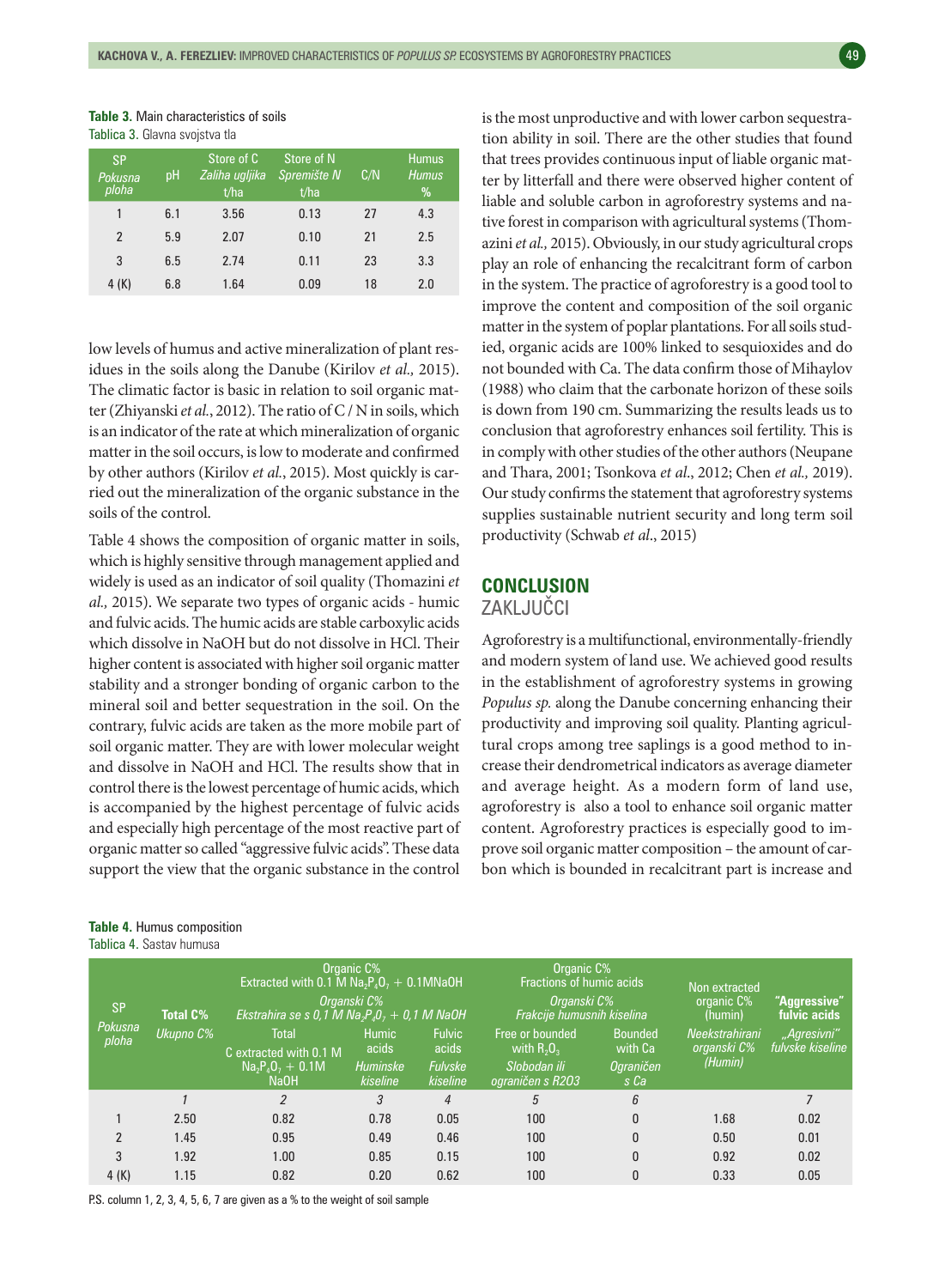**Table 3.** Main characteristics of soils
Tablica 3. Glavna svojstva tla

| SP *Pokusna ploha* | pH | Store of C *Zaliha ugljika* t/ha | Store of N *Spremište N* t/ha | C/N | Humus *Humus* % |
|---|---|---|---|---|---|
| 1 | 6.1 | 3.56 | 0.13 | 27 | 4.3 |
| 2 | 5.9 | 2.07 | 0.10 | 21 | 2.5 |
| 3 | 6.5 | 2.74 | 0.11 | 23 | 3.3 |
| 4 (K) | 6.8 | 1.64 | 0.09 | 18 | 2.0 |

low levels of humus and active mineralization of plant residues in the soils along the Danube (Kirilov *et al.,* 2015). The climatic factor is basic in relation to soil organic matter (Zhiyanski *et al.*, 2012). The ratio of C / N in soils, which is an indicator of the rate at which mineralization of organic matter in the soil occurs, is low to moderate and confirmed by other authors (Kirilov *et al.*, 2015). Most quickly is carried out the mineralization of the organic substance in the soils of the control.

Table 4 shows the composition of organic matter in soils, which is highly sensitive through management applied and widely is used as an indicator of soil quality (Thomazini *et al.,* 2015). We separate two types of organic acids - humic and fulvic acids. The humic acids are stable carboxylic acids which dissolve in NaOH but do not dissolve in HCl. Their higher content is associated with higher soil organic matter stability and a stronger bonding of organic carbon to the mineral soil and better sequestration in the soil. On the contrary, fulvic acids are taken as the more mobile part of soil organic matter. They are with lower molecular weight and dissolve in NaOH and HCl. The results show that in control there is the lowest percentage of humic acids, which is accompanied by the highest percentage of fulvic acids and especially high percentage of the most reactive part of organic matter so called "aggressive fulvic acids". These data support the view that the organic substance in the control is the most unproductive and with lower carbon sequestration ability in soil. There are the other studies that found that trees provides continuous input of liable organic matter by litterfall and there were observed higher content of liable and soluble carbon in agroforestry systems and native forest in comparison with agricultural systems (Thomazini *et al.,* 2015). Obviously, in our study agricultural crops play an role of enhancing the recalcitrant form of carbon in the system. The practice of agroforestry is a good tool to improve the content and composition of the soil organic matter in the system of poplar plantations. For all soils studied, organic acids are 100% linked to sesquioxides and do not bounded with Ca. The data confirm those of Mihaylov (1988) who claim that the carbonate horizon of these soils is down from 190 cm. Summarizing the results leads us to conclusion that agroforestry enhances soil fertility. This is in comply with other studies of the other authors (Neupane and Thara, 2001; Tsonkova *et al.*, 2012; Chen *et al.,* 2019). Our study confirms the statement that agroforestry systems supplies sustainable nutrient security and long term soil productivity (Schwab *et al*., 2015)

## CONCLUSION
## ZAKLJUČCI

Agroforestry is a multifunctional, environmentally-friendly and modern system of land use. We achieved good results in the establishment of agroforestry systems in growing *Populus sp.* along the Danube concerning enhancing their productivity and improving soil quality. Planting agricultural crops among tree saplings is a good method to increase their dendrometrical indicators as average diameter and average height. As a modern form of land use, agroforestry is also a tool to enhance soil organic matter content. Agroforestry practices is especially good to improve soil organic matter composition – the amount of carbon which is bounded in recalcitrant part is increase and

**Table 4.** Humus composition
Tablica 4. Sastav humusa

| SP *Pokusna ploha* | Total C% *Ukupno C%* | Organic C% Extracted with 0.1 M $Na_4P_2O_7$ + 0.1MNaOH *Organski C% Ekstrahira se s 0,1 M $Na_4P_2O_7$ + 0,1 M NaOH* | | | Organic C% Fractions of humic acids *Organski C% Frakcije humusnih kiselina* | | Non extracted organic C% (humin) *Neekstrahirani organski C% (Humin)* | "Aggressive" fulvic acids *„Agresivni" fulvske kiseline* |
|---|---|---|---|---|---|---|---|---|
| | | Total C extracted with 0.1 M $Na_4P_2O_7$ + 0.1M NaOH | Humic acids *Huminske kiseline* | Fulvic acids *Fulvske kiseline* | Free or bounded with $R_2O_3$ *Slobodan ili ograničen s R2O3* | Bounded with Ca *Ograničen s Ca* | | |
| | 1 | 2 | 3 | 4 | 5 | 6 | | 7 |
| 1 | 2.50 | 0.82 | 0.78 | 0.05 | 100 | 0 | 1.68 | 0.02 |
| 2 | 1.45 | 0.95 | 0.49 | 0.46 | 100 | 0 | 0.50 | 0.01 |
| 3 | 1.92 | 1.00 | 0.85 | 0.15 | 100 | 0 | 0.92 | 0.02 |
| 4 (K) | 1.15 | 0.82 | 0.20 | 0.62 | 100 | 0 | 0.33 | 0.05 |

P.S. column 1, 2, 3, 4, 5, 6, 7 are given as a % to the weight of soil sample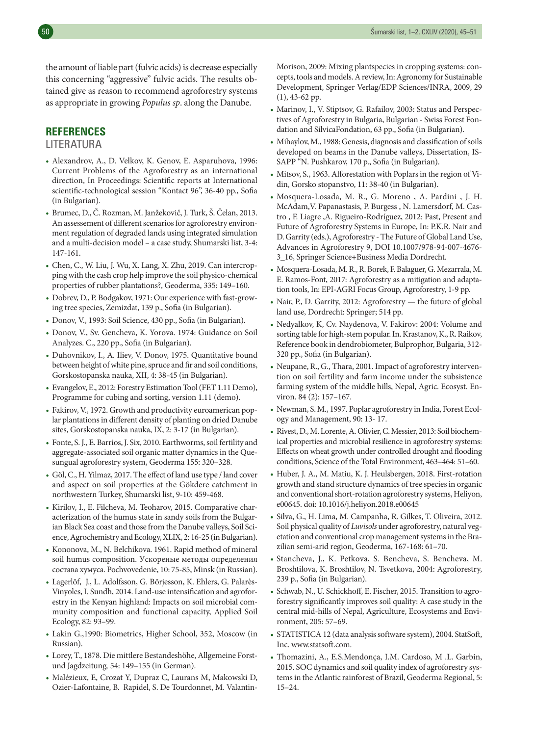the amount of liable part (fulvic acids) is decrease especially this concerning "aggressive" fulvic acids. The results obtained give as reason to recommend agroforestry systems as appropriate in growing *Populus sp*. along the Danube.

## REFERENCES
## LITERATURA

- Alexandrov, A., D. Velkov, K. Genov, E. Asparuhova, 1996: Current Problems of the Agroforestry as an international direction, In Proceedings: Scientific reports at International scientific-technological session "Kontact 96", 36-40 pp., Sofia (in Bulgarian).
- Brumec, D., Č. Rozman, M. Janžekovič, J. Turk, Š. Čelan, 2013. An assessement of different scenarios for agroforestry environment regulation of degraded lands using integrated simulation and a multi-decision model – a case study, Shumarski list, 3-4: 147-161.
- Chen, C., W. Liu, J. Wu, X. Lang, X. Zhu, 2019. Can intercropping with the cash crop help improve the soil physico-chemical properties of rubber plantations?, Geoderma, 335: 149–160.
- Dobrev, D., P. Bodgakov, 1971: Our experience with fast-growing tree species, Zemizdat, 139 p., Sofia (in Bulgarian).
- Donov, V., 1993: Soil Science, 430 pp., Sofia (in Bulgarian).
- Donov, V., Sv. Gencheva, K. Yorova. 1974: Guidance on Soil Analyzes. C., 220 pp., Sofia (in Bulgarian).
- Duhovnikov, I., A. Iliev, V. Donov, 1975. Quantitative bound between height of white pine, spruce and fir and soil conditions, Gorskostopanska nauka, XII, 4: 38-45 (in Bulgarian).
- Evangelov, E., 2012: Forestry Estimation Tool (FET 1.11 Demo), Programme for cubing and sorting, version 1.11 (demo).
- Fakirov, V., 1972. Growth and productivity euroamerican poplar plantations in different density of planting on dried Danube sites, Gorskostopanska nauka, IX, 2: 3-17 (in Bulgarian).
- Fonte, S. J., E. Barrios, J. Six, 2010. Earthworms, soil fertility and aggregate-associated soil organic matter dynamics in the Quesungual agroforestry system, Geoderma 155: 320–328.
- Göl, C., H. Yilmaz, 2017. The effect of land use type / land cover and aspect on soil properties at the Gökdere catchment in northwestern Turkey, Shumarski list, 9-10: 459-468.
- Kirilov, I., E. Filcheva, M. Teoharov, 2015. Comparative characterization of the humus state in sandy soils from the Bulgarian Black Sea coast and those from the Danube valleys, Soil Science, Agrochemistry and Ecology, XLIX, 2: 16-25 (in Bulgarian).
- Kononova, M., N. Belchikova. 1961. Rapid method of mineral soil humus composition. Ускореные методы определения состава хумуса. Pochvovedenie, 10: 75-85, Minsk (in Russian).
- Lagerlöf, J., L. Adolfsson, G. Börjesson, K. Ehlers, G. Palarès-Vinyoles, I. Sundh, 2014. Land-use intensification and agroforestry in the Kenyan highland: Impacts on soil microbial community composition and functional capacity, Applied Soil Ecology, 82: 93–99.
- Lakin G.,1990: Biometrics, Higher School, 352, Moscow (in Russian).
- Lorey, T., 1878. Die mittlere Bestandeshöhe, Allgemeine Forst- und Jagdzeitung, 54: 149–155 (in German).
- Malézieux, E, Crozat Y, Dupraz C, Laurans M, Makowski D, Ozier-Lafontaine, B. Rapidel, S. De Tourdonnet, M. Valantin-Morison, 2009: Mixing plantspecies in cropping systems: concepts, tools and models. A review, In: Agronomy for Sustainable Development, Springer Verlag/EDP Sciences/INRA, 2009, 29 (1), 43-62 pp.
- Marinov, I., V. Stiptsov, G. Rafailov, 2003: Status and Perspectives of Agroforestry in Bulgaria, Bulgarian - Swiss Forest Fondation and SilvicaFondation, 63 pp., Sofia (in Bulgarian).
- Mihaylov, M., 1988: Genesis, diagnosis and classification of soils developed on beams in the Danube valleys, Dissertation, ISSAPP "N. Pushkarov, 170 p., Sofia (in Bulgarian).
- Mitsov, S., 1963. Afforestation with Poplars in the region of Vidin, Gorsko stopanstvo, 11: 38-40 (in Bulgarian).
- Mosquera-Losada, M. R., G. Moreno , A. Pardini , J. H. McAdam,V. Papanastasis, P. Burgess , N. Lamersdorf, M. Castro , F. Liagre ,A. Rigueiro-Rodríguez, 2012: Past, Present and Future of Agroforestry Systems in Europe, In: P.K.R. Nair and D. Garrity (eds.), Agroforestry - The Future of Global Land Use, Advances in Agroforestry 9, DOI 10.1007/978-94-007-4676-3_16, Springer Science+Business Media Dordrecht.
- Mosquera-Losada, M. R., R. Borek, F. Balaguer, G. Mezarrala, M. E. Ramos-Font, 2017: Agroforestry as a mitigation and adaptation tools, In: EPI-AGRI Focus Group, Agroforestry, 1-9 pp.
- Nair, P., D. Garrity, 2012: Agroforestry — the future of global land use, Dordrecht: Springer; 514 pp.
- Nedyalkov, K, Cv. Naydenova, V. Fakirov: 2004: Volume and sorting table for high-stem popular. In. Krastanov, K., R. Raikov, Reference book in dendrobiometer, Bulprophor, Bulgaria, 312-320 pp., Sofia (in Bulgarian).
- Neupane, R., G., Thara, 2001. Impact of agroforestry intervention on soil fertility and farm income under the subsistence farming system of the middle hills, Nepal, Agric. Ecosyst. Environ. 84 (2): 157–167.
- Newman, S. M., 1997. Poplar agroforestry in India, Forest Ecology and Management, 90: 13- 17.
- Rivest, D., M. Lorente, A. Olivier, C. Messier, 2013: Soil biochemical properties and microbial resilience in agroforestry systems: Effects on wheat growth under controlled drought and flooding conditions, Science of the Total Environment, 463–464: 51–60.
- Huber, J. A., M. Matiu, K. J. Heulsbergen, 2018. First-rotation growth and stand structure dynamics of tree species in organic and conventional short-rotation agroforestry systems, Heliyon, e00645. doi: 10.1016/j.heliyon.2018.e00645
- Silva, G., H. Lima, M. Campanha, R. Gilkes, T. Oliveira, 2012. Soil physical quality of *Luvisols* under agroforestry, natural vegetation and conventional crop management systems in the Brazilian semi-arid region, Geoderma, 167-168: 61–70.
- Stancheva, J., K. Petkova, S. Bencheva, S. Bencheva, M. Broshtilova, K. Broshtilov, N. Tsvetkova, 2004: Agroforestry, 239 p., Sofia (in Bulgarian).
- Schwab, N., U. Schickhoff, E. Fischer, 2015. Transition to agroforestry significantly improves soil quality: A case study in the central mid-hills of Nepal, Agriculture, Ecosystems and Environment, 205: 57–69.
- STATISTICA 12 (data analysis software system), 2004. StatSoft, Inc. www.statsoft.com.
- Thomazini, A., E.S.Mendonça, I.M. Cardoso, M .L. Garbin, 2015. SOC dynamics and soil quality index of agroforestry systems in the Atlantic rainforest of Brazil, Geoderma Regional, 5: 15–24.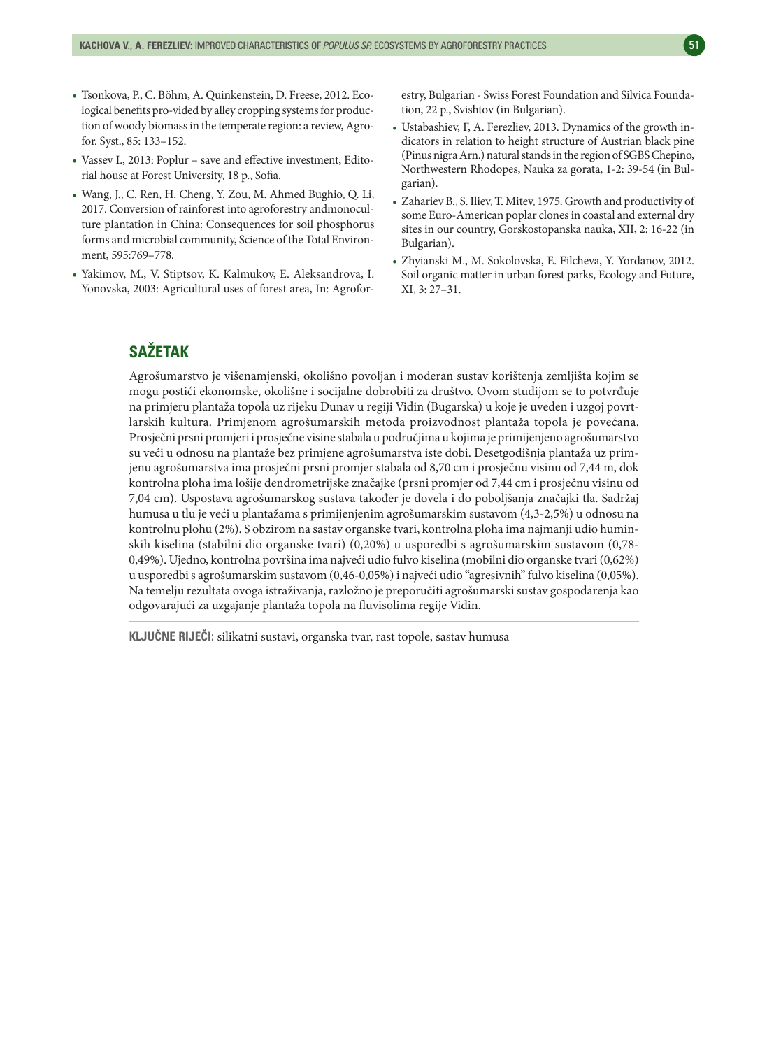- Tsonkova, P., C. Böhm, A. Quinkenstein, D. Freese, 2012. Ecological benefits pro-vided by alley cropping systems for production of woody biomass in the temperate region: a review, Agrofor. Syst., 85: 133–152.
- Vassev I., 2013: Poplur – save and effective investment, Editorial house at Forest University, 18 p., Sofia.
- Wang, J., C. Ren, H. Cheng, Y. Zou, M. Ahmed Bughio, Q. Li, 2017. Conversion of rainforest into agroforestry andmonoculture plantation in China: Consequences for soil phosphorus forms and microbial community, Science of the Total Environment, 595:769–778.
- Yakimov, M., V. Stiptsov, K. Kalmukov, E. Aleksandrova, I. Yonovska, 2003: Agricultural uses of forest area, In: Agroforestry, Bulgarian - Swiss Forest Foundation and Silvica Foundation, 22 p., Svishtov (in Bulgarian).
- Ustabashiev, F, A. Ferezliev, 2013. Dynamics of the growth indicators in relation to height structure of Austrian black pine (Pinus nigra Arn.) natural stands in the region of SGBS Chepino, Northwestern Rhodopes, Nauka za gorata, 1-2: 39-54 (in Bulgarian).
- Zahariev B., S. Iliev, T. Mitev, 1975. Growth and productivity of some Euro-American poplar clones in coastal and external dry sites in our country, Gorskostopanska nauka, XII, 2: 16-22 (in Bulgarian).
- Zhyianski M., M. Sokolovska, E. Filcheva, Y. Yordanov, 2012. Soil organic matter in urban forest parks, Ecology and Future, XI, 3: 27–31.

## SAŽETAK

Agrošumarstvo je višenamjenski, okolišno povoljan i moderan sustav korištenja zemljišta kojim se mogu postići ekonomske, okolišne i socijalne dobrobiti za društvo. Ovom studijom se to potvrđuje na primjeru plantaža topola uz rijeku Dunav u regiji Vidin (Bugarska) u koje je uveden i uzgoj povrtlarskih kultura. Primjenom agrošumarskih metoda proizvodnost plantaža topola je povećana. Prosječni prsni promjeri i prosječne visine stabala u područjima u kojima je primijenjeno agrošumarstvo su veći u odnosu na plantaže bez primjene agrošumarstva iste dobi. Desetgodišnja plantaža uz primjenu agrošumarstva ima prosječni prsni promjer stabala od 8,70 cm i prosječnu visinu od 7,44 m, dok kontrolna ploha ima lošije dendrometrijske značajke (prsni promjer od 7,44 cm i prosječnu visinu od 7,04 cm). Uspostava agrošumarskog sustava također je dovela i do poboljšanja značajki tla. Sadržaj humusa u tlu je veći u plantažama s primijenjenim agrošumarskim sustavom (4,3-2,5%) u odnosu na kontrolnu plohu (2%). S obzirom na sastav organske tvari, kontrolna ploha ima najmanji udio huminskih kiselina (stabilni dio organske tvari) (0,20%) u usporedbi s agrošumarskim sustavom (0,78-0,49%). Ujedno, kontrolna površina ima najveći udio fulvo kiselina (mobilni dio organske tvari (0,62%) u usporedbi s agrošumarskim sustavom (0,46-0,05%) i najveći udio "agresivnih" fulvo kiselina (0,05%). Na temelju rezultata ovoga istraživanja, razložno je preporučiti agrošumarski sustav gospodarenja kao odgovarajući za uzgajanje plantaža topola na fluvisolima regije Vidin.

**KLJUČNE RIJEČI**: silikatni sustavi, organska tvar, rast topole, sastav humusa